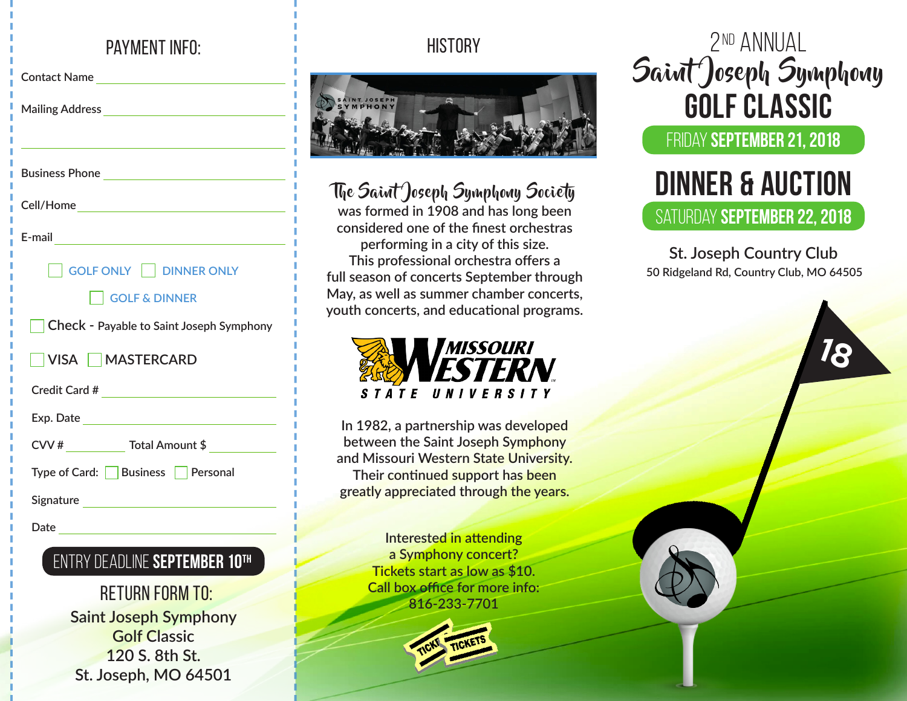## PAYMENT INFO:

Contact Name ______________________________

Mailing Address ______________________________

______________________________

Business Phone ______________________________

Cell/Home ______________________________

E-mail ______________________________

☐ GOLF ONLY ☐ DINNER ONLY

☐ GOLF & DINNER

☐ Check - Payable to Saint Joseph Symphony

☐ VISA ☐ MASTERCARD

Credit Card # ______________________________

Exp. Date ______________________________

CVV # __________ Total Amount $ __________

Type of Card: ☐ Business ☐ Personal

Signature ______________________________

Date ______________________________

ENTRY DEADLINE **SEPTEMBER 10TH**

### RETURN FORM TO:

Saint Joseph Symphony
Golf Classic
120 S. 8th St.
St. Joseph, MO 64501

## HISTORY

*The Saint Joseph Symphony Society* was formed in 1908 and has long been considered one of the finest orchestras performing in a city of this size. This professional orchestra offers a full season of concerts September through May, as well as summer chamber concerts, youth concerts, and educational programs.

MISSOURI WESTERN STATE UNIVERSITY

In 1982, a partnership was developed between the Saint Joseph Symphony and Missouri Western State University. Their continued support has been greatly appreciated through the years.

Interested in attending a Symphony concert? Tickets start as low as $10. Call box office for more info: 816-233-7701

# 2ND ANNUAL *Saint Joseph Symphony* GOLF CLASSIC

FRIDAY **SEPTEMBER 21, 2018**

# DINNER & AUCTION

SATURDAY **SEPTEMBER 22, 2018**

St. Joseph Country Club
50 Ridgeland Rd, Country Club, MO 64505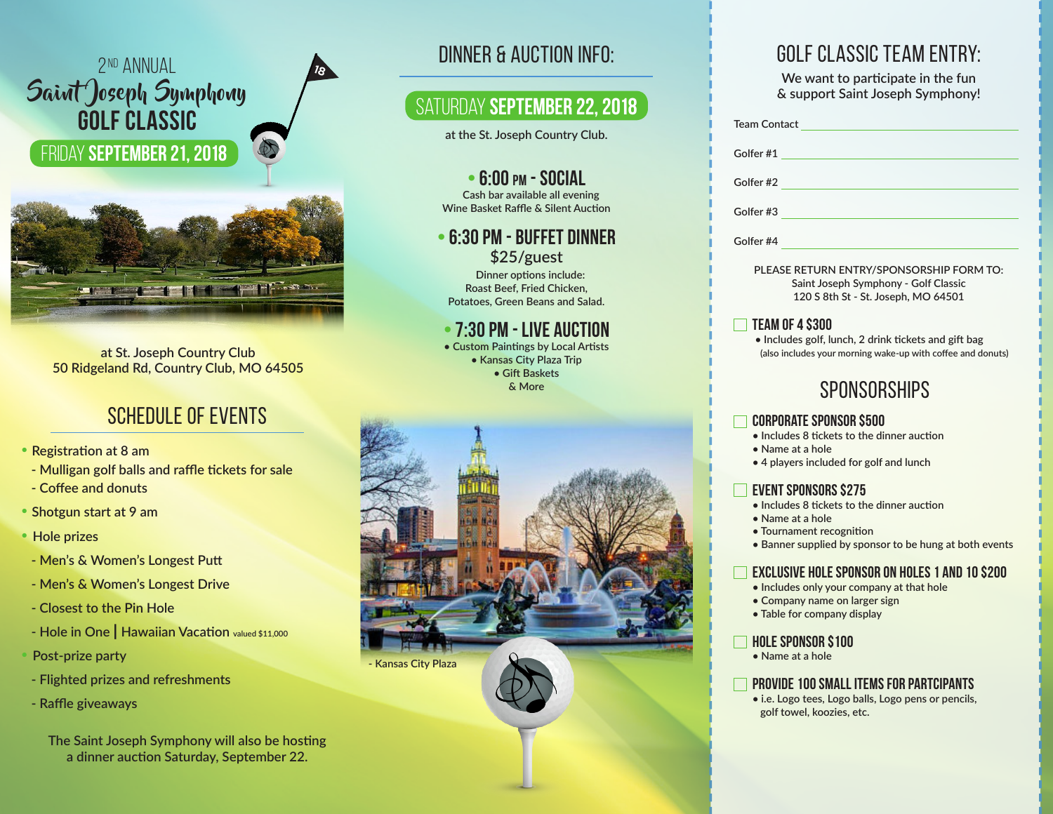# 2ND ANNUAL Saint Joseph Symphony GOLF CLASSIC

**FRIDAY SEPTEMBER 21, 2018**

at St. Joseph Country Club
50 Ridgeland Rd, Country Club, MO 64505

## SCHEDULE OF EVENTS

- Registration at 8 am
  - Mulligan golf balls and raffle tickets for sale
  - Coffee and donuts
- Shotgun start at 9 am
- Hole prizes
  - Men's & Women's Longest Putt
  - Men's & Women's Longest Drive
  - Closest to the Pin Hole
  - Hole in One | Hawaiian Vacation valued $11,000
- Post-prize party
  - Flighted prizes and refreshments
  - Raffle giveaways

The Saint Joseph Symphony will also be hosting a dinner auction Saturday, September 22.

## DINNER & AUCTION INFO:

**SATURDAY SEPTEMBER 22, 2018**

at the St. Joseph Country Club.

### • 6:00 PM - SOCIAL

Cash bar available all evening
Wine Basket Raffle & Silent Auction

### • 6:30 PM - BUFFET DINNER

$25/guest

Dinner options include:
Roast Beef, Fried Chicken,
Potatoes, Green Beans and Salad.

### • 7:30 PM - LIVE AUCTION

- Custom Paintings by Local Artists
- Kansas City Plaza Trip
- Gift Baskets
- & More

- Kansas City Plaza

## GOLF CLASSIC TEAM ENTRY:

We want to participate in the fun
& support Saint Joseph Symphony!

Team Contact ______________________

Golfer #1 ______________________

Golfer #2 ______________________

Golfer #3 ______________________

Golfer #4 ______________________

PLEASE RETURN ENTRY/SPONSORSHIP FORM TO:
Saint Joseph Symphony - Golf Classic
120 S 8th St - St. Joseph, MO 64501

☐ **TEAM OF 4 $300**
- Includes golf, lunch, 2 drink tickets and gift bag (also includes your morning wake-up with coffee and donuts)

## SPONSORSHIPS

☐ **CORPORATE SPONSOR $500**
- Includes 8 tickets to the dinner auction
- Name at a hole
- 4 players included for golf and lunch

☐ **EVENT SPONSORS $275**
- Includes 8 tickets to the dinner auction
- Name at a hole
- Tournament recognition
- Banner supplied by sponsor to be hung at both events

☐ **EXCLUSIVE HOLE SPONSOR ON HOLES 1 AND 10 $200**
- Includes only your company at that hole
- Company name on larger sign
- Table for company display

☐ **HOLE SPONSOR $100**
- Name at a hole

☐ **PROVIDE 100 SMALL ITEMS FOR PARTCIPANTS**
- i.e. Logo tees, Logo balls, Logo pens or pencils, golf towel, koozies, etc.